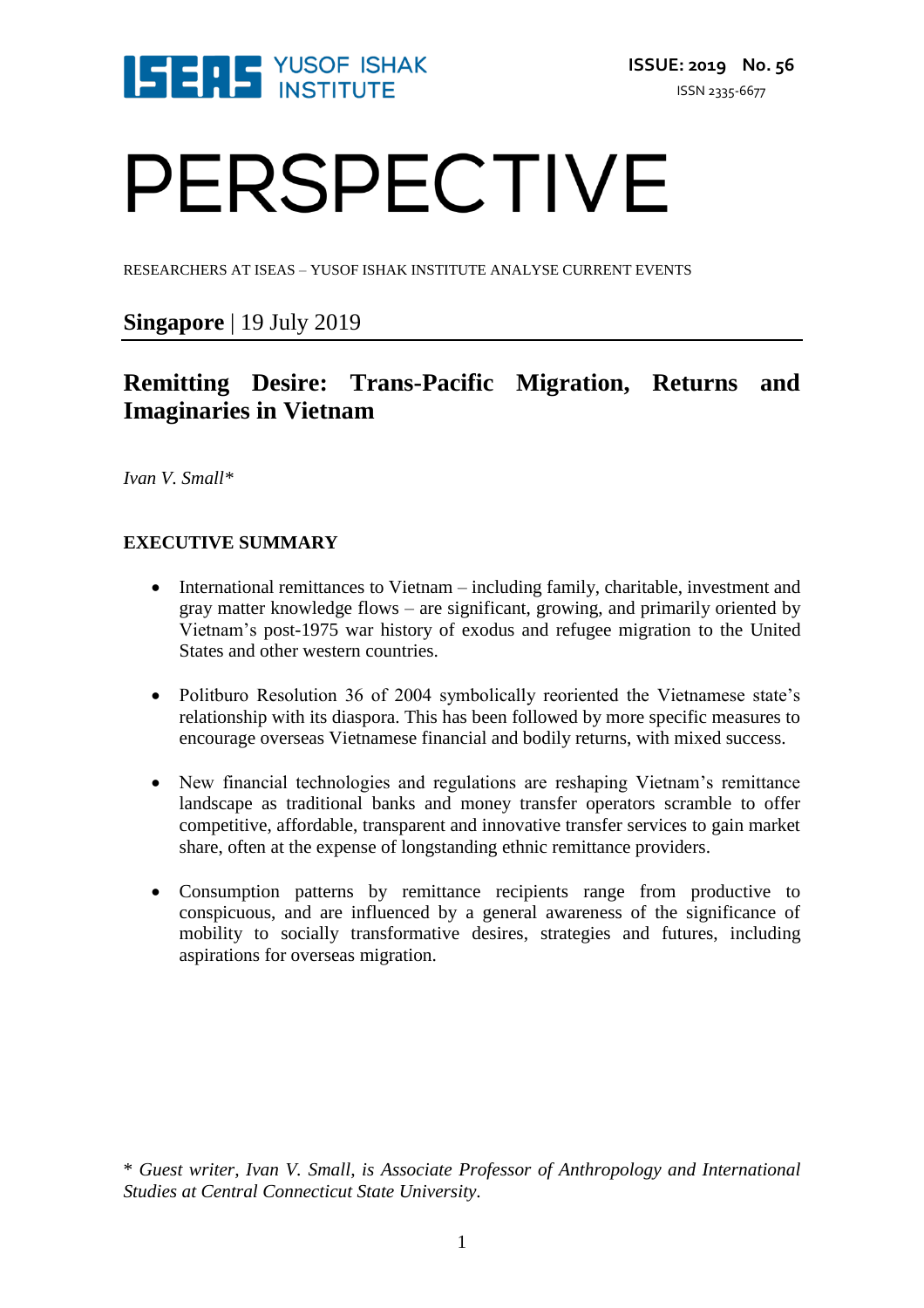ISSUE: 2019 No. 56

ISSN 2335-6677

# PERSPECTIVE

RESEARCHERS AT ISEAS – YUSOF ISHAK INSTITUTE ANALYSE CURRENT EVENTS

**Singapore** | 19 July 2019

## Remitting Desire: Trans-Pacific Migration, Returns and Imaginaries in Vietnam

*Ivan V. Small**

### EXECUTIVE SUMMARY

- International remittances to Vietnam – including family, charitable, investment and gray matter knowledge flows – are significant, growing, and primarily oriented by Vietnam's post-1975 war history of exodus and refugee migration to the United States and other western countries.
- Politburo Resolution 36 of 2004 symbolically reoriented the Vietnamese state's relationship with its diaspora. This has been followed by more specific measures to encourage overseas Vietnamese financial and bodily returns, with mixed success.
- New financial technologies and regulations are reshaping Vietnam's remittance landscape as traditional banks and money transfer operators scramble to offer competitive, affordable, transparent and innovative transfer services to gain market share, often at the expense of longstanding ethnic remittance providers.
- Consumption patterns by remittance recipients range from productive to conspicuous, and are influenced by a general awareness of the significance of mobility to socially transformative desires, strategies and futures, including aspirations for overseas migration.

*\* Guest writer, Ivan V. Small, is Associate Professor of Anthropology and International Studies at Central Connecticut State University.*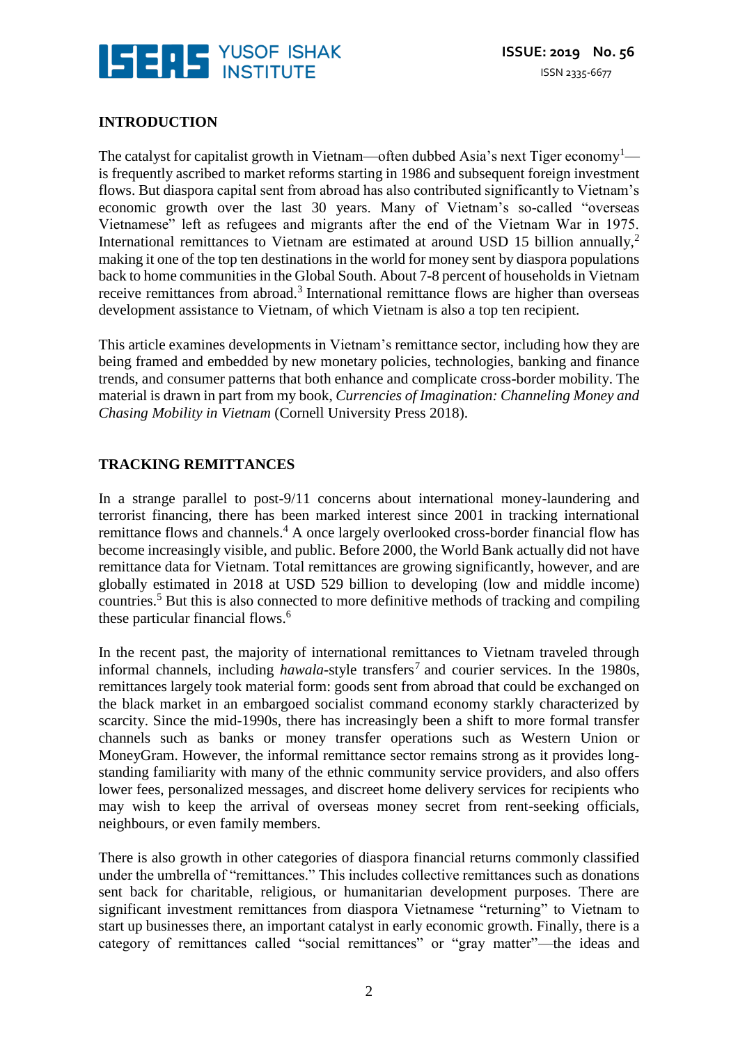## INTRODUCTION

The catalyst for capitalist growth in Vietnam—often dubbed Asia's next Tiger economy[1]—is frequently ascribed to market reforms starting in 1986 and subsequent foreign investment flows. But diaspora capital sent from abroad has also contributed significantly to Vietnam's economic growth over the last 30 years. Many of Vietnam's so-called "overseas Vietnamese" left as refugees and migrants after the end of the Vietnam War in 1975. International remittances to Vietnam are estimated at around USD 15 billion annually,[2] making it one of the top ten destinations in the world for money sent by diaspora populations back to home communities in the Global South. About 7-8 percent of households in Vietnam receive remittances from abroad.[3] International remittance flows are higher than overseas development assistance to Vietnam, of which Vietnam is also a top ten recipient.

This article examines developments in Vietnam's remittance sector, including how they are being framed and embedded by new monetary policies, technologies, banking and finance trends, and consumer patterns that both enhance and complicate cross-border mobility. The material is drawn in part from my book, *Currencies of Imagination: Channeling Money and Chasing Mobility in Vietnam* (Cornell University Press 2018).

## TRACKING REMITTANCES

In a strange parallel to post-9/11 concerns about international money-laundering and terrorist financing, there has been marked interest since 2001 in tracking international remittance flows and channels.[4] A once largely overlooked cross-border financial flow has become increasingly visible, and public. Before 2000, the World Bank actually did not have remittance data for Vietnam. Total remittances are growing significantly, however, and are globally estimated in 2018 at USD 529 billion to developing (low and middle income) countries.[5] But this is also connected to more definitive methods of tracking and compiling these particular financial flows.[6]

In the recent past, the majority of international remittances to Vietnam traveled through informal channels, including *hawala*-style transfers[7] and courier services. In the 1980s, remittances largely took material form: goods sent from abroad that could be exchanged on the black market in an embargoed socialist command economy starkly characterized by scarcity. Since the mid-1990s, there has increasingly been a shift to more formal transfer channels such as banks or money transfer operations such as Western Union or MoneyGram. However, the informal remittance sector remains strong as it provides long-standing familiarity with many of the ethnic community service providers, and also offers lower fees, personalized messages, and discreet home delivery services for recipients who may wish to keep the arrival of overseas money secret from rent-seeking officials, neighbours, or even family members.

There is also growth in other categories of diaspora financial returns commonly classified under the umbrella of "remittances." This includes collective remittances such as donations sent back for charitable, religious, or humanitarian development purposes. There are significant investment remittances from diaspora Vietnamese "returning" to Vietnam to start up businesses there, an important catalyst in early economic growth. Finally, there is a category of remittances called "social remittances" or "gray matter"—the ideas and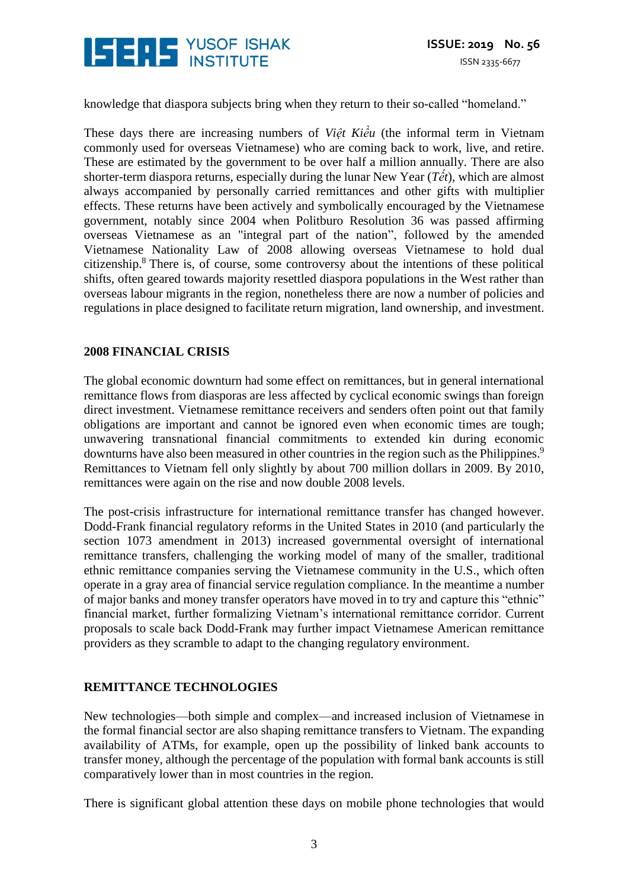knowledge that diaspora subjects bring when they return to their so-called "homeland."

These days there are increasing numbers of *Việt Kiều* (the informal term in Vietnam commonly used for overseas Vietnamese) who are coming back to work, live, and retire. These are estimated by the government to be over half a million annually. There are also shorter-term diaspora returns, especially during the lunar New Year (*Tết*), which are almost always accompanied by personally carried remittances and other gifts with multiplier effects. These returns have been actively and symbolically encouraged by the Vietnamese government, notably since 2004 when Politburo Resolution 36 was passed affirming overseas Vietnamese as an "integral part of the nation", followed by the amended Vietnamese Nationality Law of 2008 allowing overseas Vietnamese to hold dual citizenship.[8] There is, of course, some controversy about the intentions of these political shifts, often geared towards majority resettled diaspora populations in the West rather than overseas labour migrants in the region, nonetheless there are now a number of policies and regulations in place designed to facilitate return migration, land ownership, and investment.

## 2008 FINANCIAL CRISIS

The global economic downturn had some effect on remittances, but in general international remittance flows from diasporas are less affected by cyclical economic swings than foreign direct investment. Vietnamese remittance receivers and senders often point out that family obligations are important and cannot be ignored even when economic times are tough; unwavering transnational financial commitments to extended kin during economic downturns have also been measured in other countries in the region such as the Philippines.[9] Remittances to Vietnam fell only slightly by about 700 million dollars in 2009. By 2010, remittances were again on the rise and now double 2008 levels.

The post-crisis infrastructure for international remittance transfer has changed however. Dodd-Frank financial regulatory reforms in the United States in 2010 (and particularly the section 1073 amendment in 2013) increased governmental oversight of international remittance transfers, challenging the working model of many of the smaller, traditional ethnic remittance companies serving the Vietnamese community in the U.S., which often operate in a gray area of financial service regulation compliance. In the meantime a number of major banks and money transfer operators have moved in to try and capture this "ethnic" financial market, further formalizing Vietnam's international remittance corridor. Current proposals to scale back Dodd-Frank may further impact Vietnamese American remittance providers as they scramble to adapt to the changing regulatory environment.

## REMITTANCE TECHNOLOGIES

New technologies—both simple and complex—and increased inclusion of Vietnamese in the formal financial sector are also shaping remittance transfers to Vietnam. The expanding availability of ATMs, for example, open up the possibility of linked bank accounts to transfer money, although the percentage of the population with formal bank accounts is still comparatively lower than in most countries in the region.

There is significant global attention these days on mobile phone technologies that would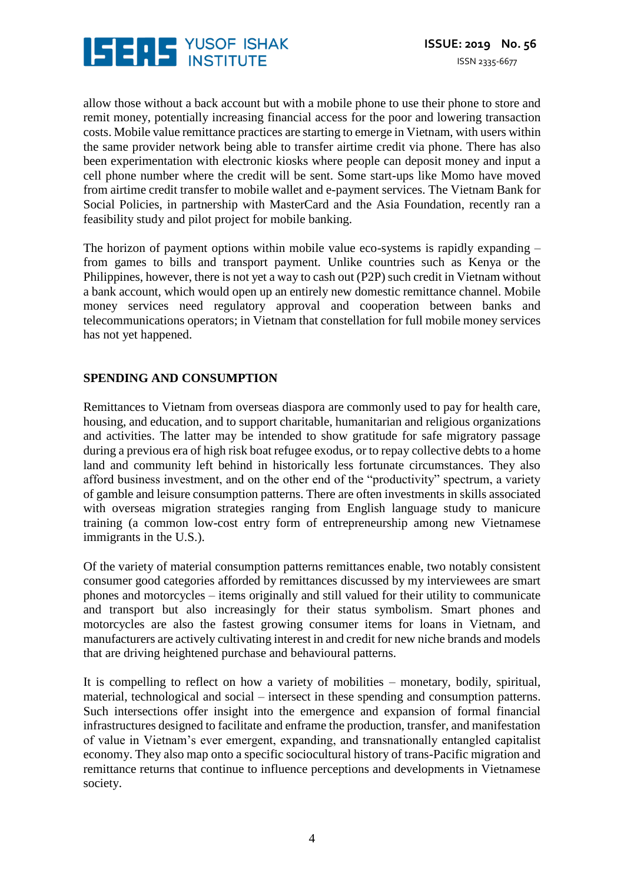allow those without a back account but with a mobile phone to use their phone to store and remit money, potentially increasing financial access for the poor and lowering transaction costs. Mobile value remittance practices are starting to emerge in Vietnam, with users within the same provider network being able to transfer airtime credit via phone. There has also been experimentation with electronic kiosks where people can deposit money and input a cell phone number where the credit will be sent. Some start-ups like Momo have moved from airtime credit transfer to mobile wallet and e-payment services. The Vietnam Bank for Social Policies, in partnership with MasterCard and the Asia Foundation, recently ran a feasibility study and pilot project for mobile banking.

The horizon of payment options within mobile value eco-systems is rapidly expanding – from games to bills and transport payment. Unlike countries such as Kenya or the Philippines, however, there is not yet a way to cash out (P2P) such credit in Vietnam without a bank account, which would open up an entirely new domestic remittance channel. Mobile money services need regulatory approval and cooperation between banks and telecommunications operators; in Vietnam that constellation for full mobile money services has not yet happened.

## SPENDING AND CONSUMPTION

Remittances to Vietnam from overseas diaspora are commonly used to pay for health care, housing, and education, and to support charitable, humanitarian and religious organizations and activities. The latter may be intended to show gratitude for safe migratory passage during a previous era of high risk boat refugee exodus, or to repay collective debts to a home land and community left behind in historically less fortunate circumstances. They also afford business investment, and on the other end of the "productivity" spectrum, a variety of gamble and leisure consumption patterns. There are often investments in skills associated with overseas migration strategies ranging from English language study to manicure training (a common low-cost entry form of entrepreneurship among new Vietnamese immigrants in the U.S.).

Of the variety of material consumption patterns remittances enable, two notably consistent consumer good categories afforded by remittances discussed by my interviewees are smart phones and motorcycles – items originally and still valued for their utility to communicate and transport but also increasingly for their status symbolism. Smart phones and motorcycles are also the fastest growing consumer items for loans in Vietnam, and manufacturers are actively cultivating interest in and credit for new niche brands and models that are driving heightened purchase and behavioural patterns.

It is compelling to reflect on how a variety of mobilities – monetary, bodily, spiritual, material, technological and social – intersect in these spending and consumption patterns. Such intersections offer insight into the emergence and expansion of formal financial infrastructures designed to facilitate and enframe the production, transfer, and manifestation of value in Vietnam's ever emergent, expanding, and transnationally entangled capitalist economy. They also map onto a specific sociocultural history of trans-Pacific migration and remittance returns that continue to influence perceptions and developments in Vietnamese society.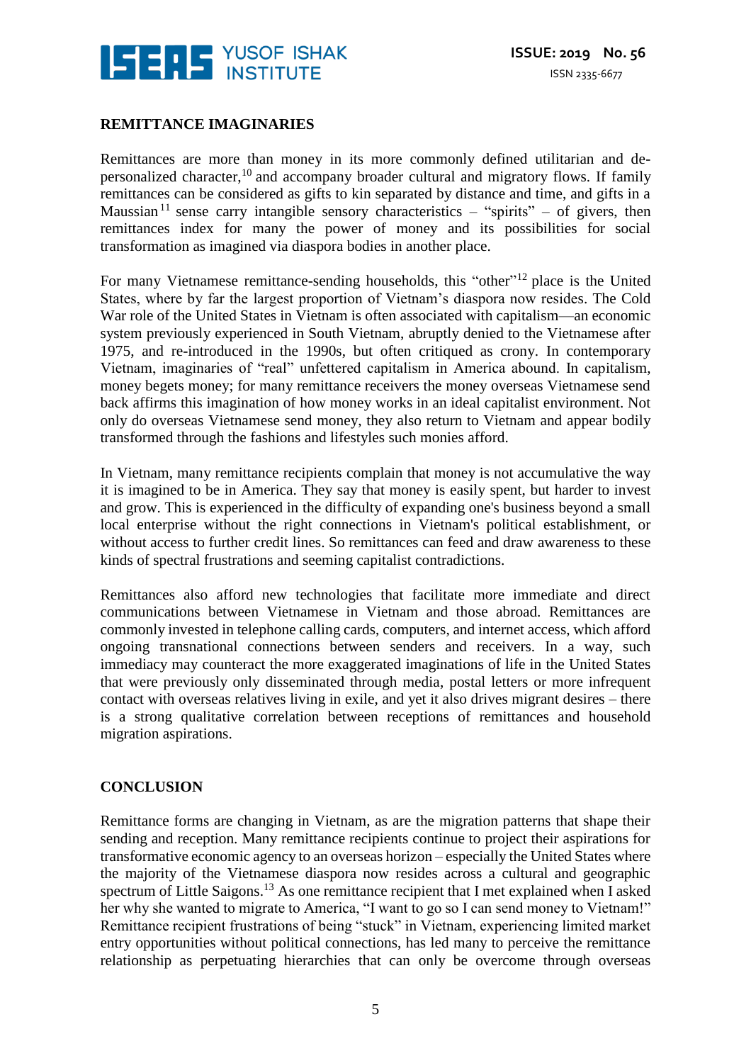## REMITTANCE IMAGINARIES

Remittances are more than money in its more commonly defined utilitarian and de-personalized character,[10] and accompany broader cultural and migratory flows. If family remittances can be considered as gifts to kin separated by distance and time, and gifts in a Maussian[11] sense carry intangible sensory characteristics – "spirits" – of givers, then remittances index for many the power of money and its possibilities for social transformation as imagined via diaspora bodies in another place.

For many Vietnamese remittance-sending households, this "other"[12] place is the United States, where by far the largest proportion of Vietnam's diaspora now resides. The Cold War role of the United States in Vietnam is often associated with capitalism—an economic system previously experienced in South Vietnam, abruptly denied to the Vietnamese after 1975, and re-introduced in the 1990s, but often critiqued as crony. In contemporary Vietnam, imaginaries of "real" unfettered capitalism in America abound. In capitalism, money begets money; for many remittance receivers the money overseas Vietnamese send back affirms this imagination of how money works in an ideal capitalist environment. Not only do overseas Vietnamese send money, they also return to Vietnam and appear bodily transformed through the fashions and lifestyles such monies afford.

In Vietnam, many remittance recipients complain that money is not accumulative the way it is imagined to be in America. They say that money is easily spent, but harder to invest and grow. This is experienced in the difficulty of expanding one's business beyond a small local enterprise without the right connections in Vietnam's political establishment, or without access to further credit lines. So remittances can feed and draw awareness to these kinds of spectral frustrations and seeming capitalist contradictions.

Remittances also afford new technologies that facilitate more immediate and direct communications between Vietnamese in Vietnam and those abroad. Remittances are commonly invested in telephone calling cards, computers, and internet access, which afford ongoing transnational connections between senders and receivers. In a way, such immediacy may counteract the more exaggerated imaginations of life in the United States that were previously only disseminated through media, postal letters or more infrequent contact with overseas relatives living in exile, and yet it also drives migrant desires – there is a strong qualitative correlation between receptions of remittances and household migration aspirations.

## CONCLUSION

Remittance forms are changing in Vietnam, as are the migration patterns that shape their sending and reception. Many remittance recipients continue to project their aspirations for transformative economic agency to an overseas horizon – especially the United States where the majority of the Vietnamese diaspora now resides across a cultural and geographic spectrum of Little Saigons.[13] As one remittance recipient that I met explained when I asked her why she wanted to migrate to America, "I want to go so I can send money to Vietnam!" Remittance recipient frustrations of being "stuck" in Vietnam, experiencing limited market entry opportunities without political connections, has led many to perceive the remittance relationship as perpetuating hierarchies that can only be overcome through overseas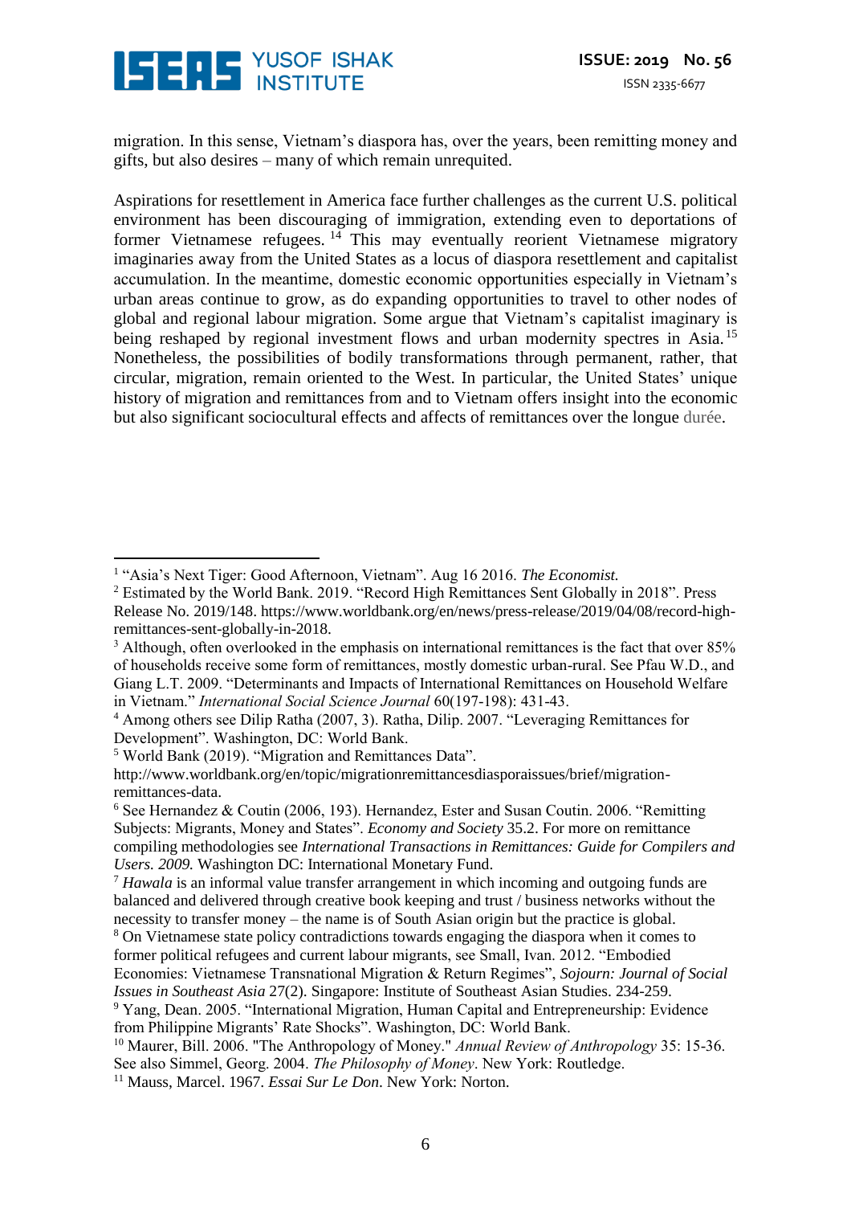migration. In this sense, Vietnam's diaspora has, over the years, been remitting money and gifts, but also desires – many of which remain unrequited.

Aspirations for resettlement in America face further challenges as the current U.S. political environment has been discouraging of immigration, extending even to deportations of former Vietnamese refugees.[14] This may eventually reorient Vietnamese migratory imaginaries away from the United States as a locus of diaspora resettlement and capitalist accumulation. In the meantime, domestic economic opportunities especially in Vietnam's urban areas continue to grow, as do expanding opportunities to travel to other nodes of global and regional labour migration. Some argue that Vietnam's capitalist imaginary is being reshaped by regional investment flows and urban modernity spectres in Asia.[15] Nonetheless, the possibilities of bodily transformations through permanent, rather, that circular, migration, remain oriented to the West. In particular, the United States' unique history of migration and remittances from and to Vietnam offers insight into the economic but also significant sociocultural effects and affects of remittances over the longue durée.

---

[1] "Asia's Next Tiger: Good Afternoon, Vietnam". Aug 16 2016. *The Economist.*

[2] Estimated by the World Bank. 2019. "Record High Remittances Sent Globally in 2018". Press Release No. 2019/148. https://www.worldbank.org/en/news/press-release/2019/04/08/record-high-remittances-sent-globally-in-2018.

[3] Although, often overlooked in the emphasis on international remittances is the fact that over 85% of households receive some form of remittances, mostly domestic urban-rural. See Pfau W.D., and Giang L.T. 2009. "Determinants and Impacts of International Remittances on Household Welfare in Vietnam." *International Social Science Journal* 60(197-198): 431-43.

[4] Among others see Dilip Ratha (2007, 3). Ratha, Dilip. 2007. "Leveraging Remittances for Development". Washington, DC: World Bank.

[5] World Bank (2019). "Migration and Remittances Data". http://www.worldbank.org/en/topic/migrationremittancesdiasporaissues/brief/migration-remittances-data.

[6] See Hernandez & Coutin (2006, 193). Hernandez, Ester and Susan Coutin. 2006. "Remitting Subjects: Migrants, Money and States". *Economy and Society* 35.2. For more on remittance compiling methodologies see *International Transactions in Remittances: Guide for Compilers and Users. 2009.* Washington DC: International Monetary Fund.

[7] *Hawala* is an informal value transfer arrangement in which incoming and outgoing funds are balanced and delivered through creative book keeping and trust / business networks without the necessity to transfer money – the name is of South Asian origin but the practice is global.

[8] On Vietnamese state policy contradictions towards engaging the diaspora when it comes to former political refugees and current labour migrants, see Small, Ivan. 2012. "Embodied Economies: Vietnamese Transnational Migration & Return Regimes", *Sojourn: Journal of Social Issues in Southeast Asia* 27(2). Singapore: Institute of Southeast Asian Studies. 234-259.

[9] Yang, Dean. 2005. "International Migration, Human Capital and Entrepreneurship: Evidence from Philippine Migrants' Rate Shocks". Washington, DC: World Bank.

[10] Maurer, Bill. 2006. "The Anthropology of Money." *Annual Review of Anthropology* 35: 15-36. See also Simmel, Georg. 2004. *The Philosophy of Money*. New York: Routledge.

[11] Mauss, Marcel. 1967. *Essai Sur Le Don*. New York: Norton.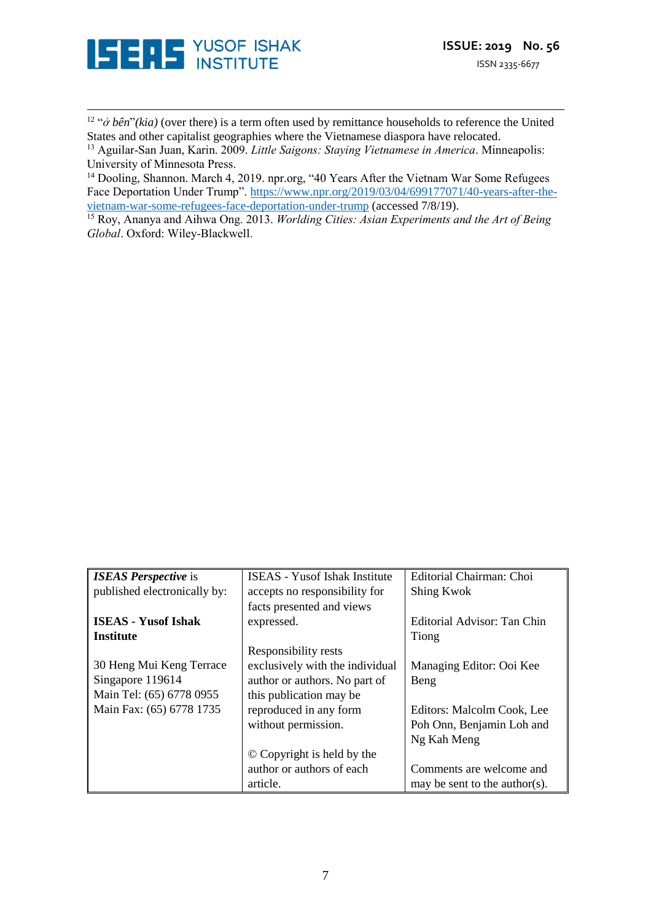[12] "*ở bên*"*(kia)* (over there) is a term often used by remittance households to reference the United States and other capitalist geographies where the Vietnamese diaspora have relocated.

[13] Aguilar-San Juan, Karin. 2009. *Little Saigons: Staying Vietnamese in America*. Minneapolis: University of Minnesota Press.

[14] Dooling, Shannon. March 4, 2019. npr.org, "40 Years After the Vietnam War Some Refugees Face Deportation Under Trump". https://www.npr.org/2019/03/04/699177071/40-years-after-the-vietnam-war-some-refugees-face-deportation-under-trump (accessed 7/8/19).

[15] Roy, Ananya and Aihwa Ong. 2013. *Worlding Cities: Asian Experiments and the Art of Being Global*. Oxford: Wiley-Blackwell.

| | | |
|---|---|---|
| ***ISEAS Perspective*** is published electronically by:<br><br>**ISEAS - Yusof Ishak Institute**<br><br>30 Heng Mui Keng Terrace<br>Singapore 119614<br>Main Tel: (65) 6778 0955<br>Main Fax: (65) 6778 1735 | ISEAS - Yusof Ishak Institute accepts no responsibility for facts presented and views expressed.<br><br>Responsibility rests exclusively with the individual author or authors. No part of this publication may be reproduced in any form without permission.<br><br>© Copyright is held by the author or authors of each article. | Editorial Chairman: Choi Shing Kwok<br><br>Editorial Advisor: Tan Chin Tiong<br><br>Managing Editor: Ooi Kee Beng<br><br>Editors: Malcolm Cook, Lee Poh Onn, Benjamin Loh and Ng Kah Meng<br><br>Comments are welcome and may be sent to the author(s). |